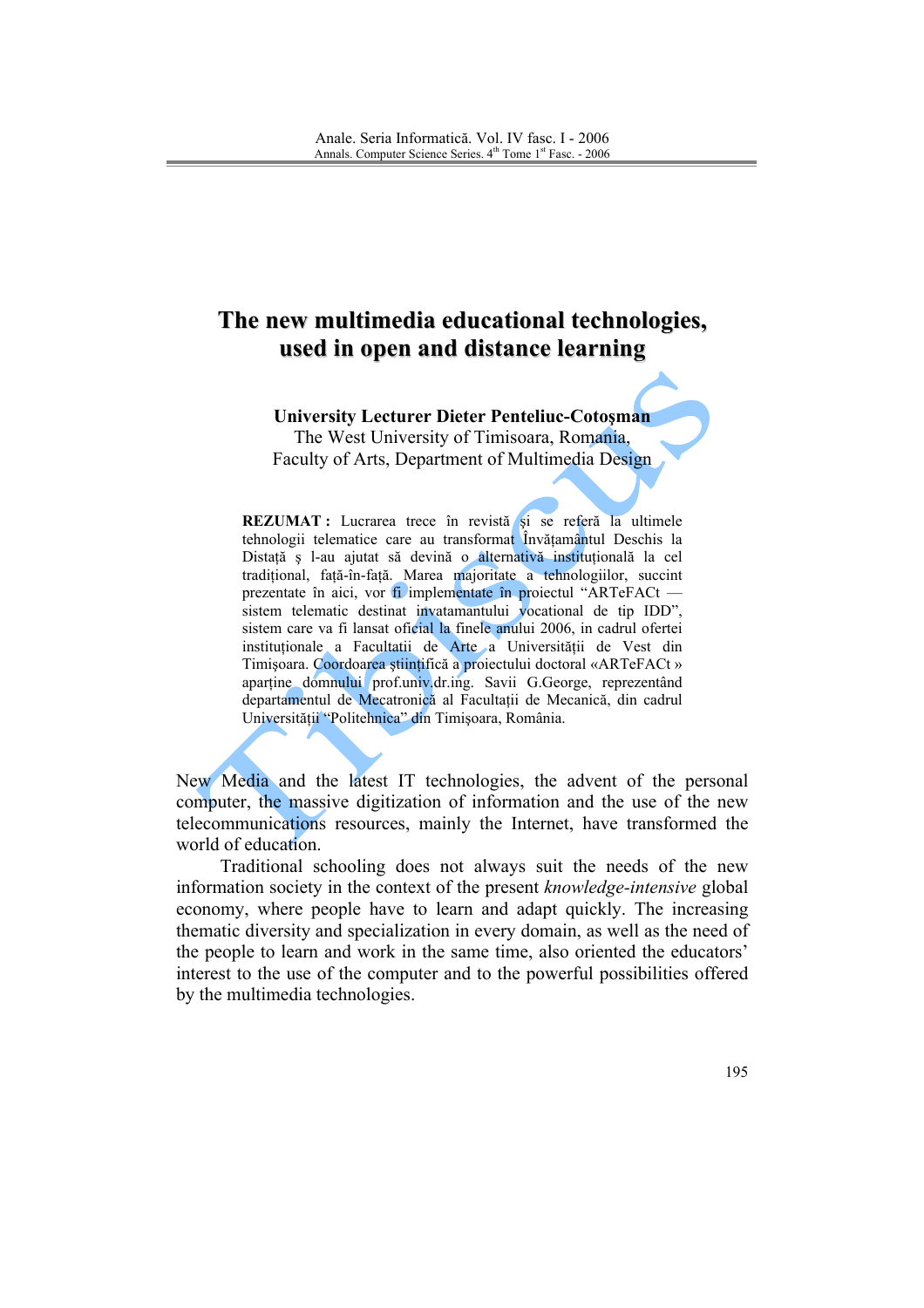# The new multimedia educational technologies, used in open and distance learning

**University Lecturer Dieter Penteliuc-Cotoşman**
The West University of Timisoara, Romania,
Faculty of Arts, Department of Multimedia Design

**REZUMAT :** Lucrarea trece în revistă şi se referă la ultimele tehnologii telematice care au transformat Învăţamântul Deschis la Distaţă ş l-au ajutat să devină o alternativă instituţională la cel tradiţional, faţă-în-faţă. Marea majoritate a tehnologiilor, succint prezentate în aici, vor fi implementate în proiectul "ARTeFACt — sistem telematic destinat invatamantului vocational de tip IDD", sistem care va fi lansat oficial la finele anului 2006, in cadrul ofertei instituţionale a Facultatii de Arte a Universităţii de Vest din Timişoara. Coordoarea ştiinţifică a proiectului doctoral «ARTeFACt » aparţine domnului prof.univ.dr.ing. Savii G.George, reprezentând departamentul de Mecatronică al Facultaţii de Mecanică, din cadrul Universităţii "Politehnica" din Timişoara, România.

New Media and the latest IT technologies, the advent of the personal computer, the massive digitization of information and the use of the new telecommunications resources, mainly the Internet, have transformed the world of education.

Traditional schooling does not always suit the needs of the new information society in the context of the present *knowledge-intensive* global economy, where people have to learn and adapt quickly. The increasing thematic diversity and specialization in every domain, as well as the need of the people to learn and work in the same time, also oriented the educators' interest to the use of the computer and to the powerful possibilities offered by the multimedia technologies.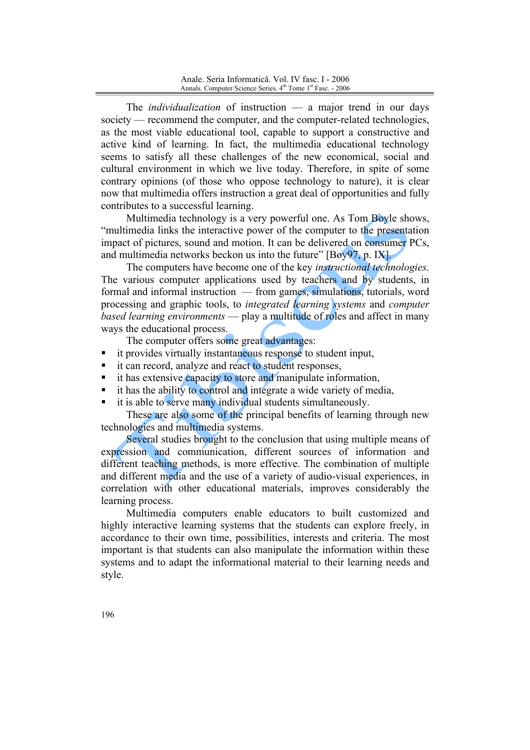The *individualization* of instruction — a major trend in our days society — recommend the computer, and the computer-related technologies, as the most viable educational tool, capable to support a constructive and active kind of learning. In fact, the multimedia educational technology seems to satisfy all these challenges of the new economical, social and cultural environment in which we live today. Therefore, in spite of some contrary opinions (of those who oppose technology to nature), it is clear now that multimedia offers instruction a great deal of opportunities and fully contributes to a successful learning.

Multimedia technology is a very powerful one. As Tom Boyle shows, "multimedia links the interactive power of the computer to the presentation impact of pictures, sound and motion. It can be delivered on consumer PCs, and multimedia networks beckon us into the future" [Boy97, p. IX].

The computers have become one of the key *instructional technologies*. The various computer applications used by teachers and by students, in formal and informal instruction — from games, simulations, tutorials, word processing and graphic tools, to *integrated learning systems* and *computer based learning environments* — play a multitude of roles and affect in many ways the educational process.

The computer offers some great advantages:

- it provides virtually instantaneous response to student input,
- it can record, analyze and react to student responses,
- it has extensive capacity to store and manipulate information,
- it has the ability to control and integrate a wide variety of media,
- it is able to serve many individual students simultaneously.

These are also some of the principal benefits of learning through new technologies and multimedia systems.

Several studies brought to the conclusion that using multiple means of expression and communication, different sources of information and different teaching methods, is more effective. The combination of multiple and different media and the use of a variety of audio-visual experiences, in correlation with other educational materials, improves considerably the learning process.

Multimedia computers enable educators to built customized and highly interactive learning systems that the students can explore freely, in accordance to their own time, possibilities, interests and criteria. The most important is that students can also manipulate the information within these systems and to adapt the informational material to their learning needs and style.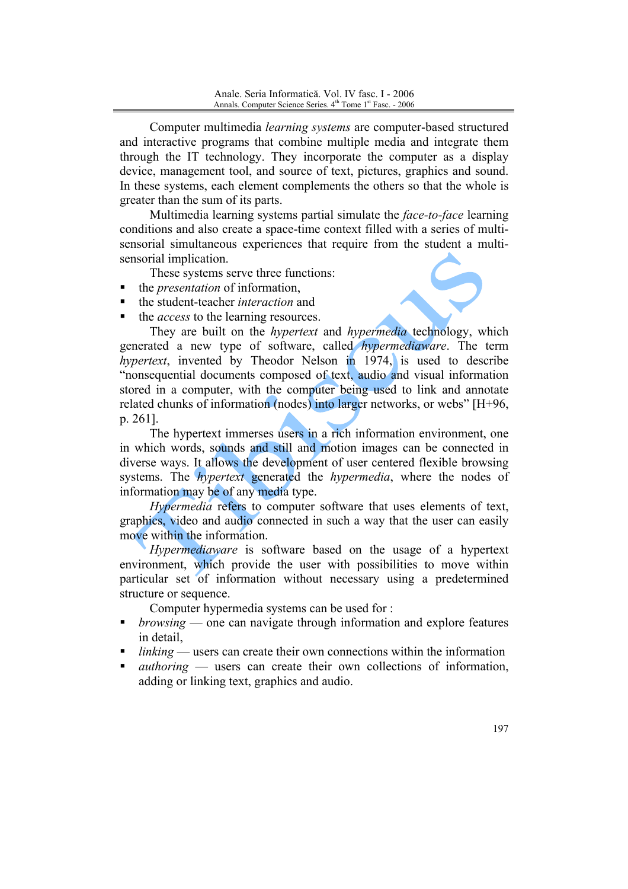Computer multimedia *learning systems* are computer-based structured and interactive programs that combine multiple media and integrate them through the IT technology. They incorporate the computer as a display device, management tool, and source of text, pictures, graphics and sound. In these systems, each element complements the others so that the whole is greater than the sum of its parts.

Multimedia learning systems partial simulate the *face-to-face* learning conditions and also create a space-time context filled with a series of multi-sensorial simultaneous experiences that require from the student a multi-sensorial implication.

These systems serve three functions:

- the *presentation* of information,
- the student-teacher *interaction* and
- the *access* to the learning resources.

They are built on the *hypertext* and *hypermedia* technology, which generated a new type of software, called *hypermediaware*. The term *hypertext*, invented by Theodor Nelson in 1974, is used to describe "nonsequential documents composed of text, audio and visual information stored in a computer, with the computer being used to link and annotate related chunks of information (nodes) into larger networks, or webs" [H+96, p. 261].

The hypertext immerses users in a rich information environment, one in which words, sounds and still and motion images can be connected in diverse ways. It allows the development of user centered flexible browsing systems. The *hypertext* generated the *hypermedia*, where the nodes of information may be of any media type.

*Hypermedia* refers to computer software that uses elements of text, graphics, video and audio connected in such a way that the user can easily move within the information.

*Hypermediaware* is software based on the usage of a hypertext environment, which provide the user with possibilities to move within particular set of information without necessary using a predetermined structure or sequence.

Computer hypermedia systems can be used for :

- *browsing* — one can navigate through information and explore features in detail,
- *linking* — users can create their own connections within the information
- *authoring* — users can create their own collections of information, adding or linking text, graphics and audio.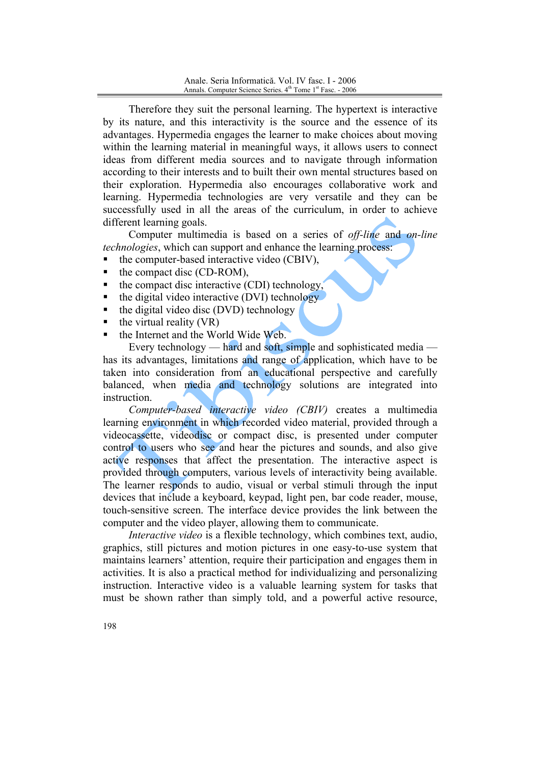Therefore they suit the personal learning. The hypertext is interactive by its nature, and this interactivity is the source and the essence of its advantages. Hypermedia engages the learner to make choices about moving within the learning material in meaningful ways, it allows users to connect ideas from different media sources and to navigate through information according to their interests and to built their own mental structures based on their exploration. Hypermedia also encourages collaborative work and learning. Hypermedia technologies are very versatile and they can be successfully used in all the areas of the curriculum, in order to achieve different learning goals.

Computer multimedia is based on a series of *off-line* and *on-line technologies*, which can support and enhance the learning process:

- the computer-based interactive video (CBIV),
- the compact disc (CD-ROM),
- the compact disc interactive (CDI) technology,
- the digital video interactive (DVI) technology
- the digital video disc (DVD) technology
- the virtual reality (VR)
- the Internet and the World Wide Web.

Every technology — hard and soft, simple and sophisticated media — has its advantages, limitations and range of application, which have to be taken into consideration from an educational perspective and carefully balanced, when media and technology solutions are integrated into instruction.

*Computer-based interactive video (CBIV)* creates a multimedia learning environment in which recorded video material, provided through a videocassette, videodisc or compact disc, is presented under computer control to users who see and hear the pictures and sounds, and also give active responses that affect the presentation. The interactive aspect is provided through computers, various levels of interactivity being available. The learner responds to audio, visual or verbal stimuli through the input devices that include a keyboard, keypad, light pen, bar code reader, mouse, touch-sensitive screen. The interface device provides the link between the computer and the video player, allowing them to communicate.

*Interactive video* is a flexible technology, which combines text, audio, graphics, still pictures and motion pictures in one easy-to-use system that maintains learners' attention, require their participation and engages them in activities. It is also a practical method for individualizing and personalizing instruction. Interactive video is a valuable learning system for tasks that must be shown rather than simply told, and a powerful active resource,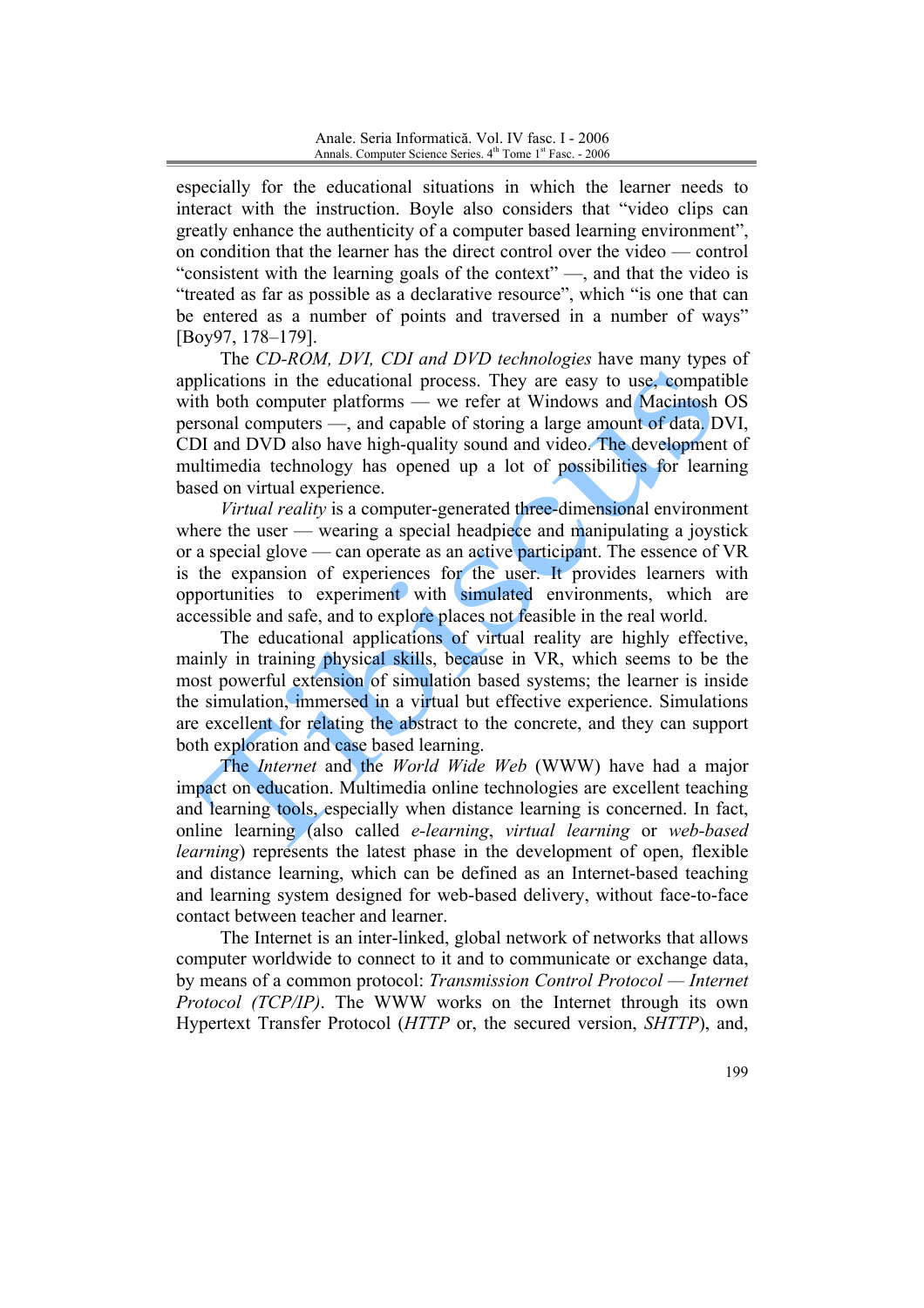especially for the educational situations in which the learner needs to interact with the instruction. Boyle also considers that "video clips can greatly enhance the authenticity of a computer based learning environment", on condition that the learner has the direct control over the video — control "consistent with the learning goals of the context" —, and that the video is "treated as far as possible as a declarative resource", which "is one that can be entered as a number of points and traversed in a number of ways" [Boy97, 178–179].

The *CD-ROM, DVI, CDI and DVD technologies* have many types of applications in the educational process. They are easy to use, compatible with both computer platforms — we refer at Windows and Macintosh OS personal computers —, and capable of storing a large amount of data. DVI, CDI and DVD also have high-quality sound and video. The development of multimedia technology has opened up a lot of possibilities for learning based on virtual experience.

*Virtual reality* is a computer-generated three-dimensional environment where the user — wearing a special headpiece and manipulating a joystick or a special glove — can operate as an active participant. The essence of VR is the expansion of experiences for the user. It provides learners with opportunities to experiment with simulated environments, which are accessible and safe, and to explore places not feasible in the real world.

The educational applications of virtual reality are highly effective, mainly in training physical skills, because in VR, which seems to be the most powerful extension of simulation based systems; the learner is inside the simulation, immersed in a virtual but effective experience. Simulations are excellent for relating the abstract to the concrete, and they can support both exploration and case based learning.

The *Internet* and the *World Wide Web* (WWW) have had a major impact on education. Multimedia online technologies are excellent teaching and learning tools, especially when distance learning is concerned. In fact, online learning (also called *e-learning*, *virtual learning* or *web-based learning*) represents the latest phase in the development of open, flexible and distance learning, which can be defined as an Internet-based teaching and learning system designed for web-based delivery, without face-to-face contact between teacher and learner.

The Internet is an inter-linked, global network of networks that allows computer worldwide to connect to it and to communicate or exchange data, by means of a common protocol: *Transmission Control Protocol — Internet Protocol (TCP/IP)*. The WWW works on the Internet through its own Hypertext Transfer Protocol (*HTTP* or, the secured version, *SHTTP*), and,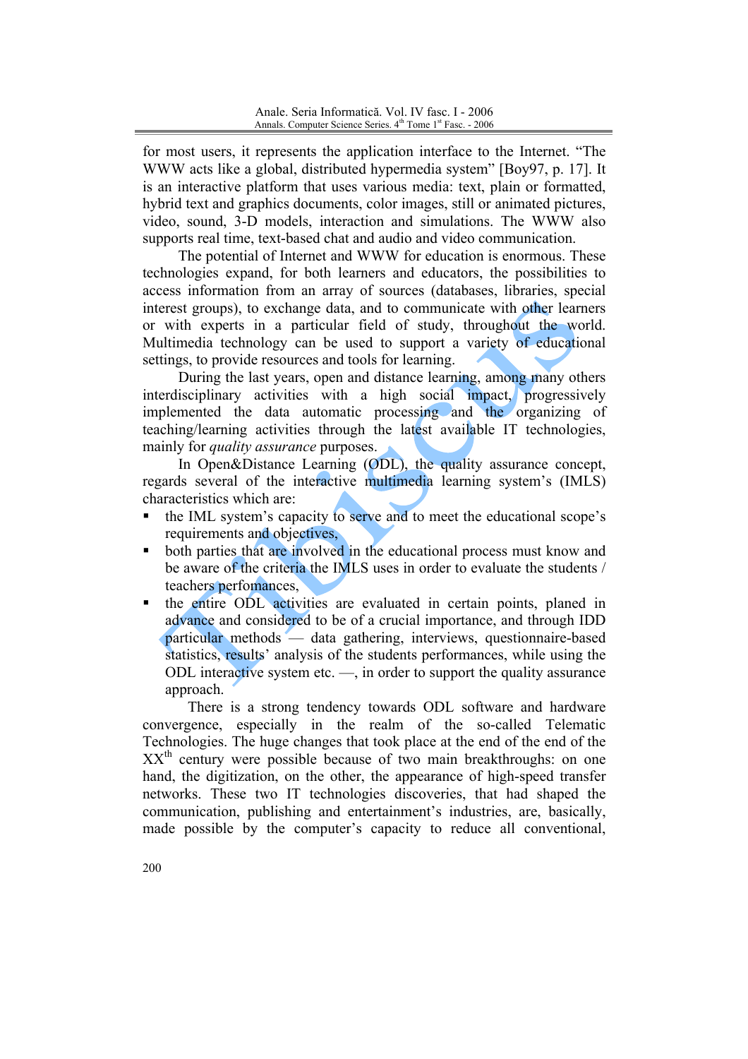for most users, it represents the application interface to the Internet. “The WWW acts like a global, distributed hypermedia system” [Boy97, p. 17]. It is an interactive platform that uses various media: text, plain or formatted, hybrid text and graphics documents, color images, still or animated pictures, video, sound, 3-D models, interaction and simulations. The WWW also supports real time, text-based chat and audio and video communication.

The potential of Internet and WWW for education is enormous. These technologies expand, for both learners and educators, the possibilities to access information from an array of sources (databases, libraries, special interest groups), to exchange data, and to communicate with other learners or with experts in a particular field of study, throughout the world. Multimedia technology can be used to support a variety of educational settings, to provide resources and tools for learning.

During the last years, open and distance learning, among many others interdisciplinary activities with a high social impact, progressively implemented the data automatic processing and the organizing of teaching/learning activities through the latest available IT technologies, mainly for *quality assurance* purposes.

In Open&Distance Learning (ODL), the quality assurance concept, regards several of the interactive multimedia learning system’s (IMLS) characteristics which are:

- the IML system’s capacity to serve and to meet the educational scope’s requirements and objectives,
- both parties that are involved in the educational process must know and be aware of the criteria the IMLS uses in order to evaluate the students / teachers perfomances,
- the entire ODL activities are evaluated in certain points, planed in advance and considered to be of a crucial importance, and through IDD particular methods — data gathering, interviews, questionnaire-based statistics, results’ analysis of the students performances, while using the ODL interactive system etc. —, in order to support the quality assurance approach.

There is a strong tendency towards ODL software and hardware convergence, especially in the realm of the so-called Telematic Technologies. The huge changes that took place at the end of the end of the XX$^{th}$ century were possible because of two main breakthroughs: on one hand, the digitization, on the other, the appearance of high-speed transfer networks. These two IT technologies discoveries, that had shaped the communication, publishing and entertainment’s industries, are, basically, made possible by the computer’s capacity to reduce all conventional,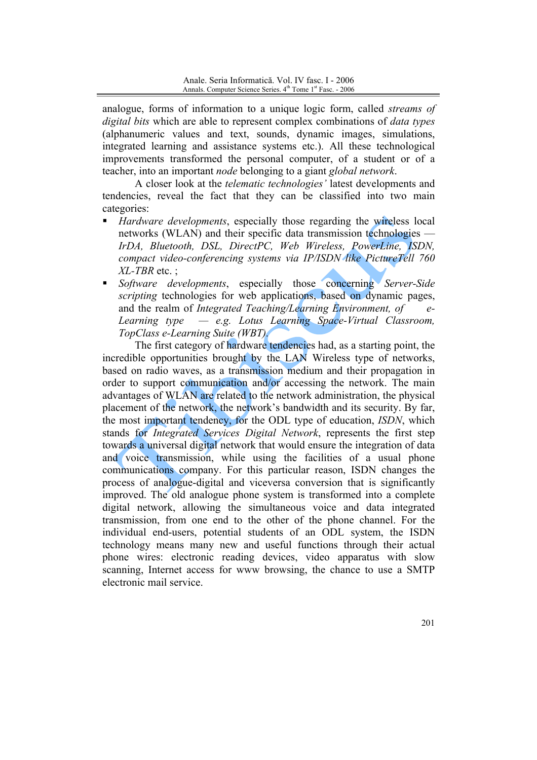analogue, forms of information to a unique logic form, called *streams of digital bits* which are able to represent complex combinations of *data types* (alphanumeric values and text, sounds, dynamic images, simulations, integrated learning and assistance systems etc.). All these technological improvements transformed the personal computer, of a student or of a teacher, into an important *node* belonging to a giant *global network*.

A closer look at the *telematic technologies'* latest developments and tendencies, reveal the fact that they can be classified into two main categories:

- *Hardware developments*, especially those regarding the wireless local networks (WLAN) and their specific data transmission technologies — *IrDA, Bluetooth, DSL, DirectPC, Web Wireless, PowerLine, ISDN, compact video-conferencing systems via IP/ISDN like PictureTell 760 XL-TBR* etc. ;
- *Software developments*, especially those concerning *Server-Side scripting* technologies for web applications, based on dynamic pages, and the realm of *Integrated Teaching/Learning Environment, of e-Learning type — e.g. Lotus Learning Space-Virtual Classroom, TopClass e-Learning Suite (WBT)*.

The first category of hardware tendencies had, as a starting point, the incredible opportunities brought by the LAN Wireless type of networks, based on radio waves, as a transmission medium and their propagation in order to support communication and/or accessing the network. The main advantages of WLAN are related to the network administration, the physical placement of the network, the network's bandwidth and its security. By far, the most important tendency, for the ODL type of education, *ISDN*, which stands for *Integrated Services Digital Network*, represents the first step towards a universal digital network that would ensure the integration of data and voice transmission, while using the facilities of a usual phone communications company. For this particular reason, ISDN changes the process of analogue-digital and viceversa conversion that is significantly improved. The old analogue phone system is transformed into a complete digital network, allowing the simultaneous voice and data integrated transmission, from one end to the other of the phone channel. For the individual end-users, potential students of an ODL system, the ISDN technology means many new and useful functions through their actual phone wires: electronic reading devices, video apparatus with slow scanning, Internet access for www browsing, the chance to use a SMTP electronic mail service.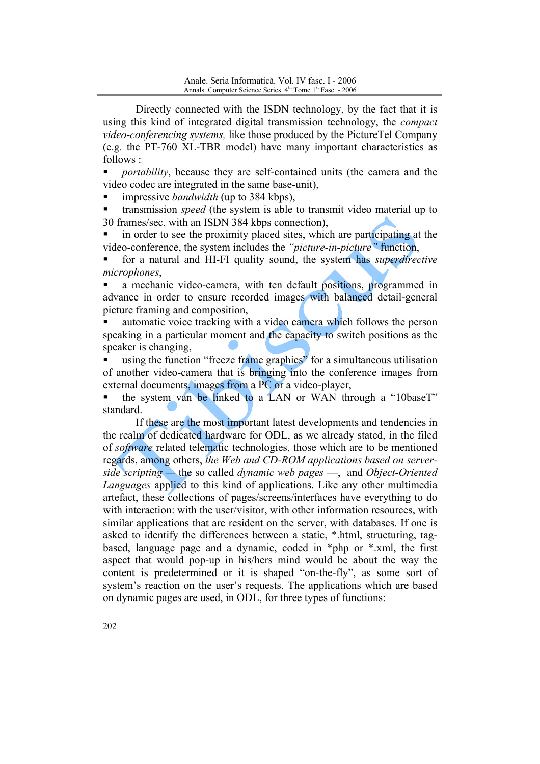Directly connected with the ISDN technology, by the fact that it is using this kind of integrated digital transmission technology, the *compact video-conferencing systems,* like those produced by the PictureTel Company (e.g. the PT-760 XL-TBR model) have many important characteristics as follows :

- *portability*, because they are self-contained units (the camera and the video codec are integrated in the same base-unit),
- impressive *bandwidth* (up to 384 kbps),
- transmission *speed* (the system is able to transmit video material up to 30 frames/sec. with an ISDN 384 kbps connection),
- in order to see the proximity placed sites, which are participating at the video-conference, the system includes the *"picture-in-picture"* function,
- for a natural and HI-FI quality sound, the system has *superdirective microphones*,
- a mechanic video-camera, with ten default positions, programmed in advance in order to ensure recorded images with balanced detail-general picture framing and composition,
- automatic voice tracking with a video camera which follows the person speaking in a particular moment and the capacity to switch positions as the speaker is changing,
- using the function "freeze frame graphics" for a simultaneous utilisation of another video-camera that is bringing into the conference images from external documents, images from a PC or a video-player,
- the system van be linked to a LAN or WAN through a "10baseT" standard.

If these are the most important latest developments and tendencies in the realm of dedicated hardware for ODL, as we already stated, in the filed of *software* related telematic technologies, those which are to be mentioned regards, among others, *the Web and CD-ROM applications based on server-side scripting* — the so called *dynamic web pages* —, and *Object-Oriented Languages* applied to this kind of applications. Like any other multimedia artefact, these collections of pages/screens/interfaces have everything to do with interaction: with the user/visitor, with other information resources, with similar applications that are resident on the server, with databases. If one is asked to identify the differences between a static, *.html, structuring, tag-based, language page and a dynamic, coded in *php or *.xml, the first aspect that would pop-up in his/hers mind would be about the way the content is predetermined or it is shaped "on-the-fly", as some sort of system's reaction on the user's requests. The applications which are based on dynamic pages are used, in ODL, for three types of functions: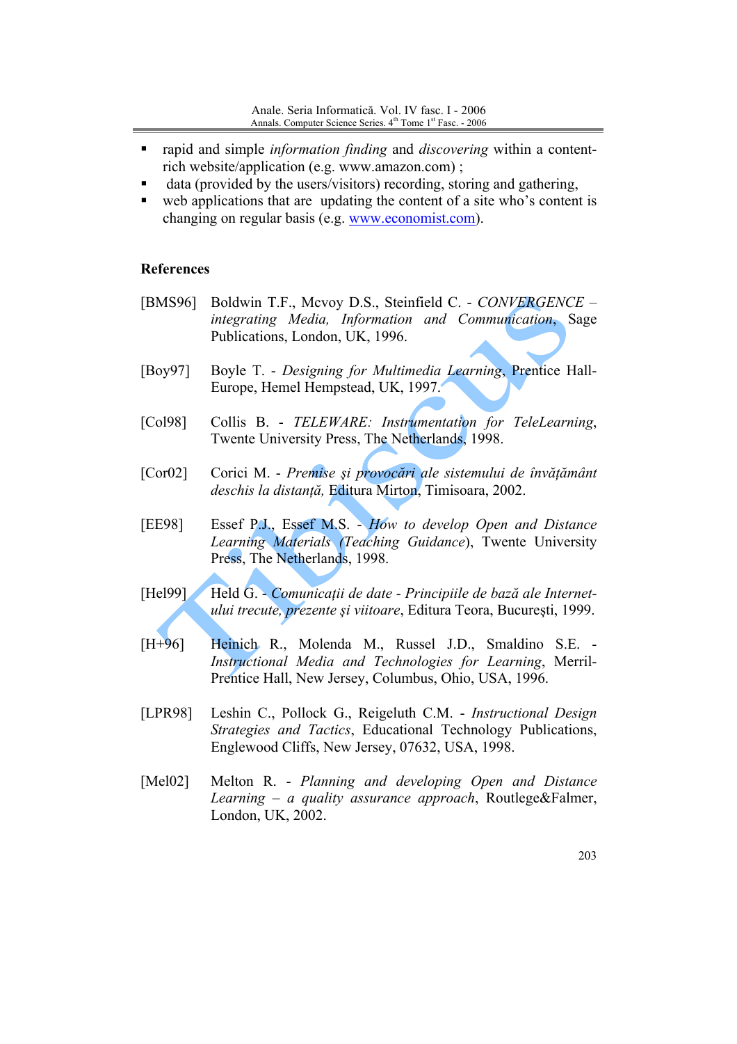- rapid and simple *information finding* and *discovering* within a content-rich website/application (e.g. www.amazon.com) ;
- data (provided by the users/visitors) recording, storing and gathering,
- web applications that are updating the content of a site who's content is changing on regular basis (e.g. www.economist.com).

## References

[BMS96] Boldwin T.F., Mcvoy D.S., Steinfield C. - *CONVERGENCE – integrating Media, Information and Communication*, Sage Publications, London, UK, 1996.

[Boy97] Boyle T. - *Designing for Multimedia Learning*, Prentice Hall-Europe, Hemel Hempstead, UK, 1997.

[Col98] Collis B. - *TELEWARE: Instrumentation for TeleLearning*, Twente University Press, The Netherlands, 1998.

[Cor02] Corici M. - *Premise şi provocări ale sistemului de învăţământ deschis la distanţă,* Editura Mirton, Timisoara, 2002.

[EE98] Essef P.J., Essef M.S. - *How to develop Open and Distance Learning Materials (Teaching Guidance*), Twente University Press, The Netherlands, 1998.

[Hel99] Held G. - *Comunicaţii de date - Principiile de bază ale Internet-ului trecute, prezente şi viitoare*, Editura Teora, Bucureşti, 1999.

[H+96] Heinich R., Molenda M., Russel J.D., Smaldino S.E. - *Instructional Media and Technologies for Learning*, Merril-Prentice Hall, New Jersey, Columbus, Ohio, USA, 1996.

[LPR98] Leshin C., Pollock G., Reigeluth C.M. - *Instructional Design Strategies and Tactics*, Educational Technology Publications, Englewood Cliffs, New Jersey, 07632, USA, 1998.

[Mel02] Melton R. - *Planning and developing Open and Distance Learning – a quality assurance approach*, Routlege&Falmer, London, UK, 2002.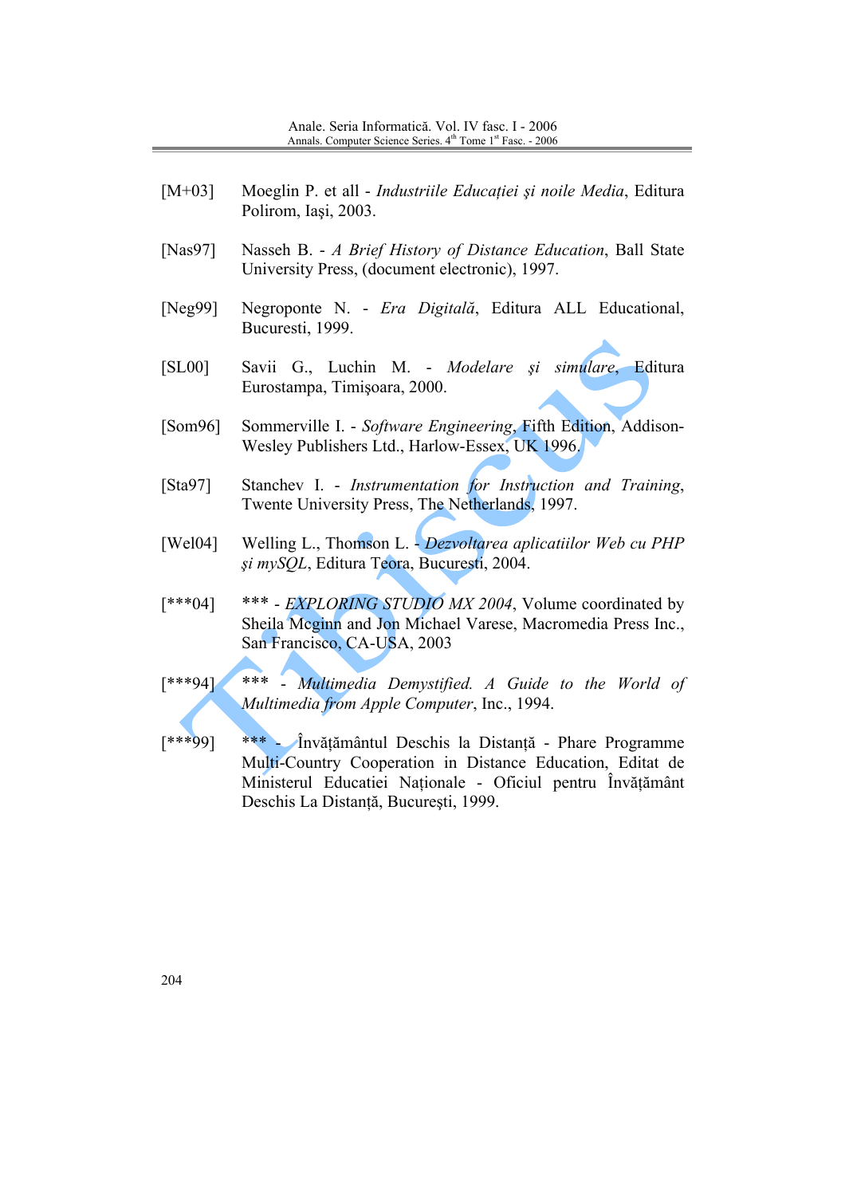[M+03] Moeglin P. et all - *Industriile Educației și noile Media*, Editura Polirom, Iași, 2003.

[Nas97] Nasseh B. - *A Brief History of Distance Education*, Ball State University Press, (document electronic), 1997.

[Neg99] Negroponte N. - *Era Digitală*, Editura ALL Educational, Bucuresti, 1999.

[SL00] Savii G., Luchin M. - *Modelare și simulare*, Editura Eurostampa, Timișoara, 2000.

[Som96] Sommerville I. - *Software Engineering*, Fifth Edition, Addison-Wesley Publishers Ltd., Harlow-Essex, UK 1996.

[Sta97] Stanchev I. - *Instrumentation for Instruction and Training*, Twente University Press, The Netherlands, 1997.

[Wel04] Welling L., Thomson L. - *Dezvoltarea aplicatiilor Web cu PHP și mySQL*, Editura Teora, Bucuresti, 2004.

[***04] *** - *EXPLORING STUDIO MX 2004*, Volume coordinated by Sheila Mcginn and Jon Michael Varese, Macromedia Press Inc., San Francisco, CA-USA, 2003

[***94] *** - *Multimedia Demystified. A Guide to the World of Multimedia from Apple Computer*, Inc., 1994.

[***99] *** - Învățământul Deschis la Distanță - Phare Programme Multi-Country Cooperation in Distance Education, Editat de Ministerul Educatiei Naționale - Oficiul pentru Învățământ Deschis La Distanță, București, 1999.